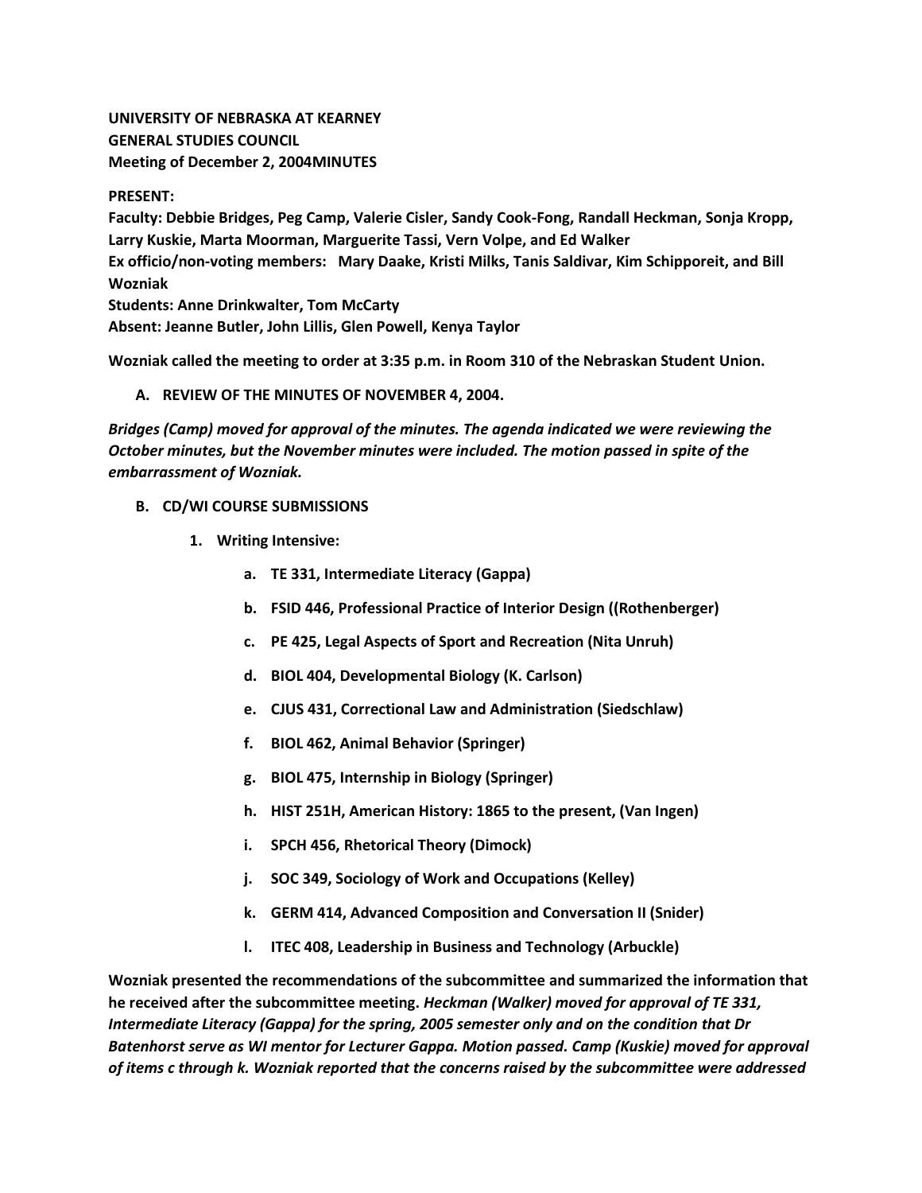**UNIVERSITY OF NEBRASKA AT KEARNEY**
**GENERAL STUDIES COUNCIL**
**Meeting of December 2, 2004MINUTES**

**PRESENT:**
**Faculty: Debbie Bridges, Peg Camp, Valerie Cisler, Sandy Cook-Fong, Randall Heckman, Sonja Kropp, Larry Kuskie, Marta Moorman, Marguerite Tassi, Vern Volpe, and Ed Walker**
**Ex officio/non-voting members: Mary Daake, Kristi Milks, Tanis Saldivar, Kim Schipporeit, and Bill Wozniak**
**Students: Anne Drinkwalter, Tom McCarty**
**Absent: Jeanne Butler, John Lillis, Glen Powell, Kenya Taylor**

**Wozniak called the meeting to order at 3:35 p.m. in Room 310 of the Nebraskan Student Union.**

**A. REVIEW OF THE MINUTES OF NOVEMBER 4, 2004.**

***Bridges (Camp) moved for approval of the minutes. The agenda indicated we were reviewing the October minutes, but the November minutes were included. The motion passed in spite of the embarrassment of Wozniak.***

**B. CD/WI COURSE SUBMISSIONS**

1. **Writing Intensive:**
    a. **TE 331, Intermediate Literacy (Gappa)**
    b. **FSID 446, Professional Practice of Interior Design ((Rothenberger)**
    c. **PE 425, Legal Aspects of Sport and Recreation (Nita Unruh)**
    d. **BIOL 404, Developmental Biology (K. Carlson)**
    e. **CJUS 431, Correctional Law and Administration (Siedschlaw)**
    f. **BIOL 462, Animal Behavior (Springer)**
    g. **BIOL 475, Internship in Biology (Springer)**
    h. **HIST 251H, American History: 1865 to the present, (Van Ingen)**
    i. **SPCH 456, Rhetorical Theory (Dimock)**
    j. **SOC 349, Sociology of Work and Occupations (Kelley)**
    k. **GERM 414, Advanced Composition and Conversation II (Snider)**
    l. **ITEC 408, Leadership in Business and Technology (Arbuckle)**

**Wozniak presented the recommendations of the subcommittee and summarized the information that he received after the subcommittee meeting.** ***Heckman (Walker) moved for approval of TE 331, Intermediate Literacy (Gappa) for the spring, 2005 semester only and on the condition that Dr Batenhorst serve as WI mentor for Lecturer Gappa. Motion passed. Camp (Kuskie) moved for approval of items c through k. Wozniak reported that the concerns raised by the subcommittee were addressed***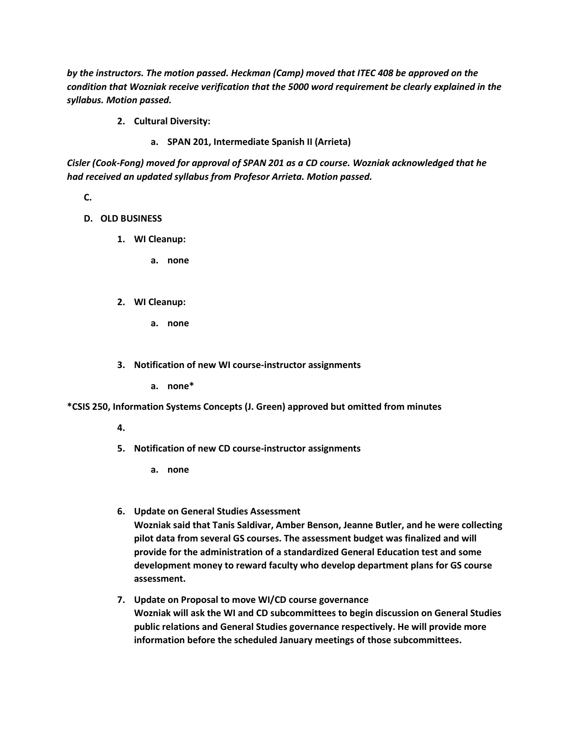***by the instructors. The motion passed. Heckman (Camp) moved that ITEC 408 be approved on the condition that Wozniak receive verification that the 5000 word requirement be clearly explained in the syllabus. Motion passed.***

2. **Cultural Diversity:**

    a. **SPAN 201, Intermediate Spanish II (Arrieta)**

***Cisler (Cook-Fong) moved for approval of SPAN 201 as a CD course. Wozniak acknowledged that he had received an updated syllabus from Profesor Arrieta. Motion passed.***

**C.**

**D. OLD BUSINESS**

1. **WI Cleanup:**

    a. **none**

2. **WI Cleanup:**

    a. **none**

3. **Notification of new WI course-instructor assignments**

    a. **none***

***CSIS 250, Information Systems Concepts (J. Green) approved but omitted from minutes**

4.

5. **Notification of new CD course-instructor assignments**

    a. **none**

6. **Update on General Studies Assessment**
   **Wozniak said that Tanis Saldivar, Amber Benson, Jeanne Butler, and he were collecting pilot data from several GS courses. The assessment budget was finalized and will provide for the administration of a standardized General Education test and some development money to reward faculty who develop department plans for GS course assessment.**

7. **Update on Proposal to move WI/CD course governance**
   **Wozniak will ask the WI and CD subcommittees to begin discussion on General Studies public relations and General Studies governance respectively. He will provide more information before the scheduled January meetings of those subcommittees.**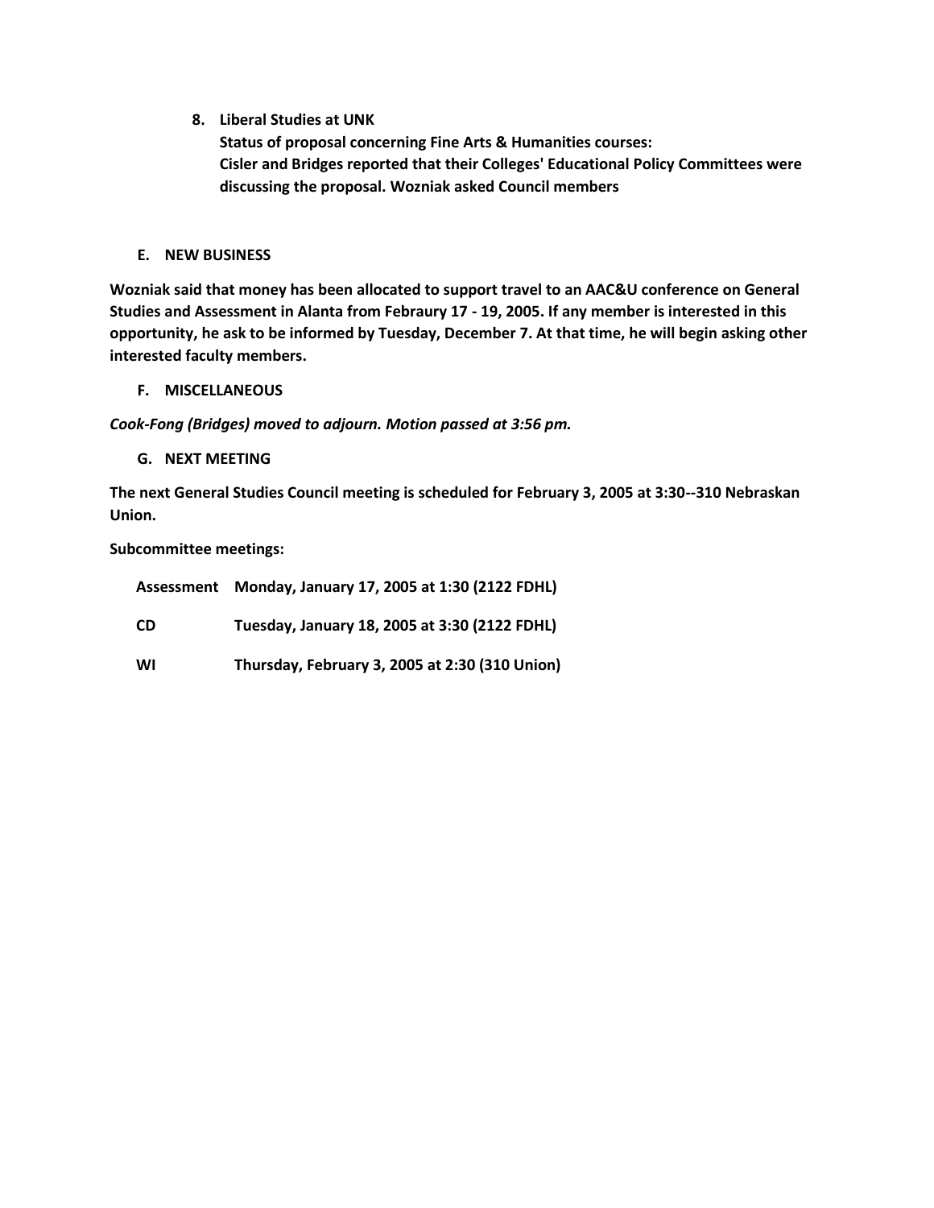8. **Liberal Studies at UNK**
   **Status of proposal concerning Fine Arts & Humanities courses:**
   **Cisler and Bridges reported that their Colleges' Educational Policy Committees were discussing the proposal. Wozniak asked Council members**

## E. NEW BUSINESS

**Wozniak said that money has been allocated to support travel to an AAC&U conference on General Studies and Assessment in Alanta from Febraury 17 - 19, 2005. If any member is interested in this opportunity, he ask to be informed by Tuesday, December 7. At that time, he will begin asking other interested faculty members.**

## F. MISCELLANEOUS

***Cook-Fong (Bridges) moved to adjourn. Motion passed at 3:56 pm.***

## G. NEXT MEETING

**The next General Studies Council meeting is scheduled for February 3, 2005 at 3:30--310 Nebraskan Union.**

**Subcommittee meetings:**

| | |
|---|---|
| **Assessment** | **Monday, January 17, 2005 at 1:30 (2122 FDHL)** |
| **CD** | **Tuesday, January 18, 2005 at 3:30 (2122 FDHL)** |
| **WI** | **Thursday, February 3, 2005 at 2:30 (310 Union)** |